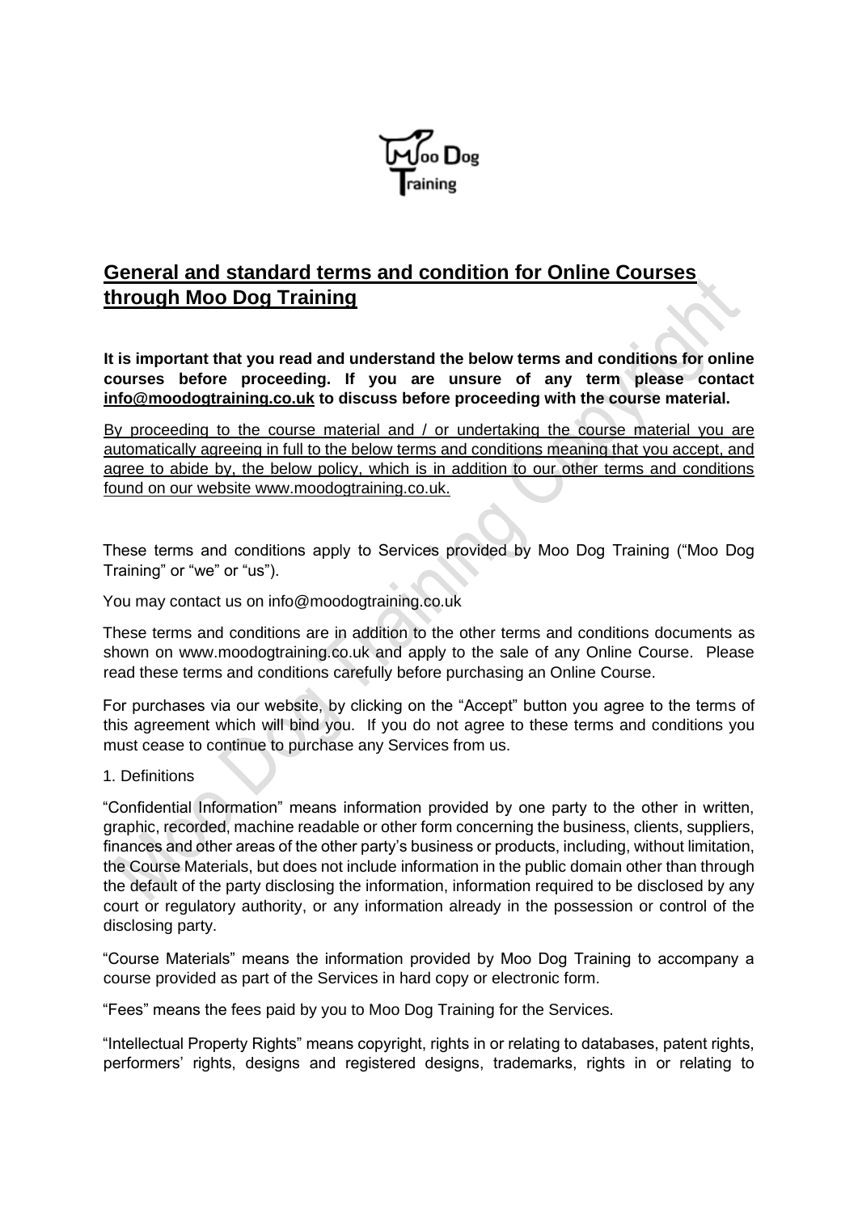## General and standard terms and condition for Online Courses through Moo Dog Training

**It is important that you read and understand the below terms and conditions for online courses before proceeding. If you are unsure of any term please contact info@moodogtraining.co.uk to discuss before proceeding with the course material.**

By proceeding to the course material and / or undertaking the course material you are automatically agreeing in full to the below terms and conditions meaning that you accept, and agree to abide by, the below policy, which is in addition to our other terms and conditions found on our website www.moodogtraining.co.uk.

These terms and conditions apply to Services provided by Moo Dog Training ("Moo Dog Training" or "we" or "us").

You may contact us on info@moodogtraining.co.uk

These terms and conditions are in addition to the other terms and conditions documents as shown on www.moodogtraining.co.uk and apply to the sale of any Online Course. Please read these terms and conditions carefully before purchasing an Online Course.

For purchases via our website, by clicking on the "Accept" button you agree to the terms of this agreement which will bind you. If you do not agree to these terms and conditions you must cease to continue to purchase any Services from us.

1. Definitions

"Confidential Information" means information provided by one party to the other in written, graphic, recorded, machine readable or other form concerning the business, clients, suppliers, finances and other areas of the other party's business or products, including, without limitation, the Course Materials, but does not include information in the public domain other than through the default of the party disclosing the information, information required to be disclosed by any court or regulatory authority, or any information already in the possession or control of the disclosing party.

"Course Materials" means the information provided by Moo Dog Training to accompany a course provided as part of the Services in hard copy or electronic form.

"Fees" means the fees paid by you to Moo Dog Training for the Services.

"Intellectual Property Rights" means copyright, rights in or relating to databases, patent rights, performers' rights, designs and registered designs, trademarks, rights in or relating to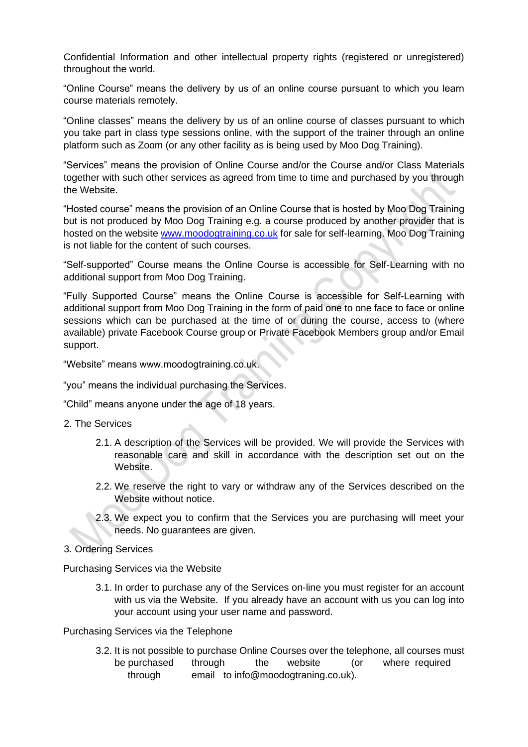Confidential Information and other intellectual property rights (registered or unregistered) throughout the world.

"Online Course" means the delivery by us of an online course pursuant to which you learn course materials remotely.

"Online classes" means the delivery by us of an online course of classes pursuant to which you take part in class type sessions online, with the support of the trainer through an online platform such as Zoom (or any other facility as is being used by Moo Dog Training).

"Services" means the provision of Online Course and/or the Course and/or Class Materials together with such other services as agreed from time to time and purchased by you through the Website.

"Hosted course" means the provision of an Online Course that is hosted by Moo Dog Training but is not produced by Moo Dog Training e.g. a course produced by another provider that is hosted on the website [www.moodogtraining.co.uk](www.moodogtraining.co.uk) for sale for self-learning. Moo Dog Training is not liable for the content of such courses.

"Self-supported" Course means the Online Course is accessible for Self-Learning with no additional support from Moo Dog Training.

"Fully Supported Course" means the Online Course is accessible for Self-Learning with additional support from Moo Dog Training in the form of paid one to one face to face or online sessions which can be purchased at the time of or during the course, access to (where available) private Facebook Course group or Private Facebook Members group and/or Email support.

"Website" means www.moodogtraining.co.uk.

"you" means the individual purchasing the Services.

"Child" means anyone under the age of 18 years.

2. The Services

   2.1. A description of the Services will be provided. We will provide the Services with reasonable care and skill in accordance with the description set out on the Website.

   2.2. We reserve the right to vary or withdraw any of the Services described on the Website without notice.

   2.3. We expect you to confirm that the Services you are purchasing will meet your needs. No guarantees are given.

3. Ordering Services

Purchasing Services via the Website

   3.1. In order to purchase any of the Services on-line you must register for an account with us via the Website. If you already have an account with us you can log into your account using your user name and password.

Purchasing Services via the Telephone

   3.2. It is not possible to purchase Online Courses over the telephone, all courses must be purchased through the website (or where required through email to info@moodogtraning.co.uk).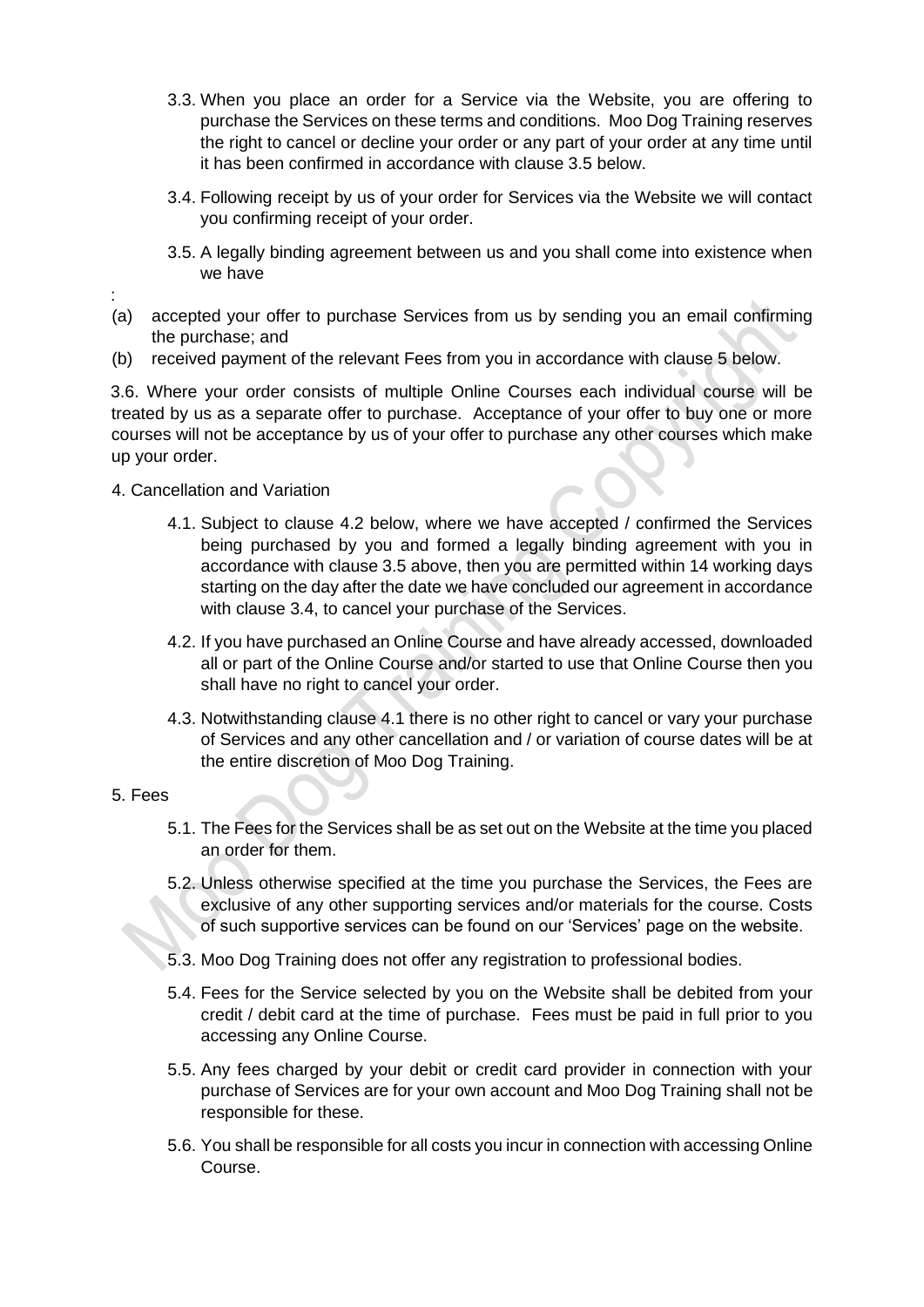3.3. When you place an order for a Service via the Website, you are offering to purchase the Services on these terms and conditions. Moo Dog Training reserves the right to cancel or decline your order or any part of your order at any time until it has been confirmed in accordance with clause 3.5 below.

3.4. Following receipt by us of your order for Services via the Website we will contact you confirming receipt of your order.

3.5. A legally binding agreement between us and you shall come into existence when we have

:

(a) accepted your offer to purchase Services from us by sending you an email confirming the purchase; and

(b) received payment of the relevant Fees from you in accordance with clause 5 below.

3.6. Where your order consists of multiple Online Courses each individual course will be treated by us as a separate offer to purchase. Acceptance of your offer to buy one or more courses will not be acceptance by us of your offer to purchase any other courses which make up your order.

4. Cancellation and Variation

4.1. Subject to clause 4.2 below, where we have accepted / confirmed the Services being purchased by you and formed a legally binding agreement with you in accordance with clause 3.5 above, then you are permitted within 14 working days starting on the day after the date we have concluded our agreement in accordance with clause 3.4, to cancel your purchase of the Services.

4.2. If you have purchased an Online Course and have already accessed, downloaded all or part of the Online Course and/or started to use that Online Course then you shall have no right to cancel your order.

4.3. Notwithstanding clause 4.1 there is no other right to cancel or vary your purchase of Services and any other cancellation and / or variation of course dates will be at the entire discretion of Moo Dog Training.

5. Fees

5.1. The Fees for the Services shall be as set out on the Website at the time you placed an order for them.

5.2. Unless otherwise specified at the time you purchase the Services, the Fees are exclusive of any other supporting services and/or materials for the course. Costs of such supportive services can be found on our 'Services' page on the website.

5.3. Moo Dog Training does not offer any registration to professional bodies.

5.4. Fees for the Service selected by you on the Website shall be debited from your credit / debit card at the time of purchase. Fees must be paid in full prior to you accessing any Online Course.

5.5. Any fees charged by your debit or credit card provider in connection with your purchase of Services are for your own account and Moo Dog Training shall not be responsible for these.

5.6. You shall be responsible for all costs you incur in connection with accessing Online Course.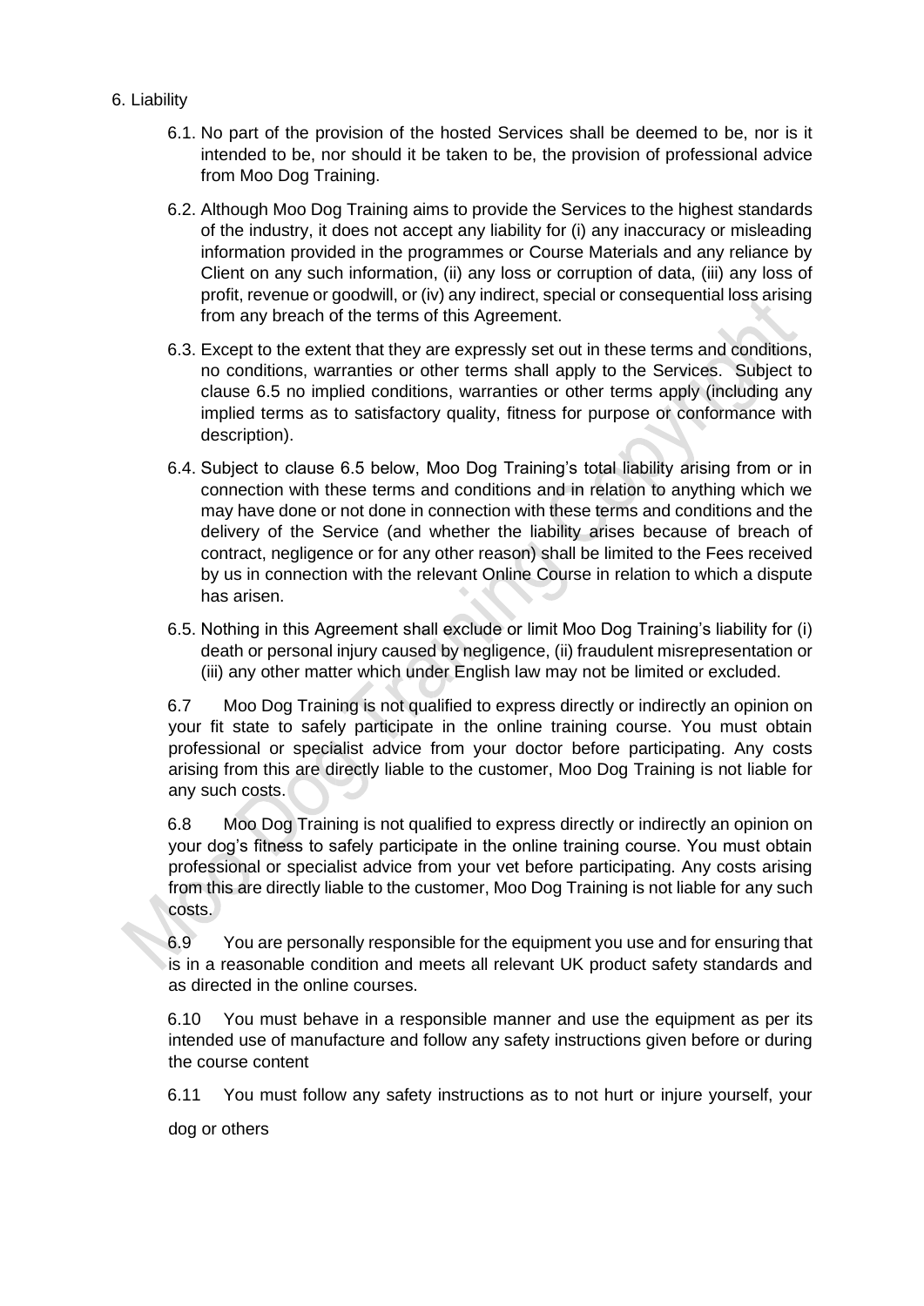6. Liability

6.1. No part of the provision of the hosted Services shall be deemed to be, nor is it intended to be, nor should it be taken to be, the provision of professional advice from Moo Dog Training.

6.2. Although Moo Dog Training aims to provide the Services to the highest standards of the industry, it does not accept any liability for (i) any inaccuracy or misleading information provided in the programmes or Course Materials and any reliance by Client on any such information, (ii) any loss or corruption of data, (iii) any loss of profit, revenue or goodwill, or (iv) any indirect, special or consequential loss arising from any breach of the terms of this Agreement.

6.3. Except to the extent that they are expressly set out in these terms and conditions, no conditions, warranties or other terms shall apply to the Services. Subject to clause 6.5 no implied conditions, warranties or other terms apply (including any implied terms as to satisfactory quality, fitness for purpose or conformance with description).

6.4. Subject to clause 6.5 below, Moo Dog Training's total liability arising from or in connection with these terms and conditions and in relation to anything which we may have done or not done in connection with these terms and conditions and the delivery of the Service (and whether the liability arises because of breach of contract, negligence or for any other reason) shall be limited to the Fees received by us in connection with the relevant Online Course in relation to which a dispute has arisen.

6.5. Nothing in this Agreement shall exclude or limit Moo Dog Training's liability for (i) death or personal injury caused by negligence, (ii) fraudulent misrepresentation or (iii) any other matter which under English law may not be limited or excluded.

6.7 Moo Dog Training is not qualified to express directly or indirectly an opinion on your fit state to safely participate in the online training course. You must obtain professional or specialist advice from your doctor before participating. Any costs arising from this are directly liable to the customer, Moo Dog Training is not liable for any such costs.

6.8 Moo Dog Training is not qualified to express directly or indirectly an opinion on your dog's fitness to safely participate in the online training course. You must obtain professional or specialist advice from your vet before participating. Any costs arising from this are directly liable to the customer, Moo Dog Training is not liable for any such costs.

6.9 You are personally responsible for the equipment you use and for ensuring that is in a reasonable condition and meets all relevant UK product safety standards and as directed in the online courses.

6.10 You must behave in a responsible manner and use the equipment as per its intended use of manufacture and follow any safety instructions given before or during the course content

6.11 You must follow any safety instructions as to not hurt or injure yourself, your dog or others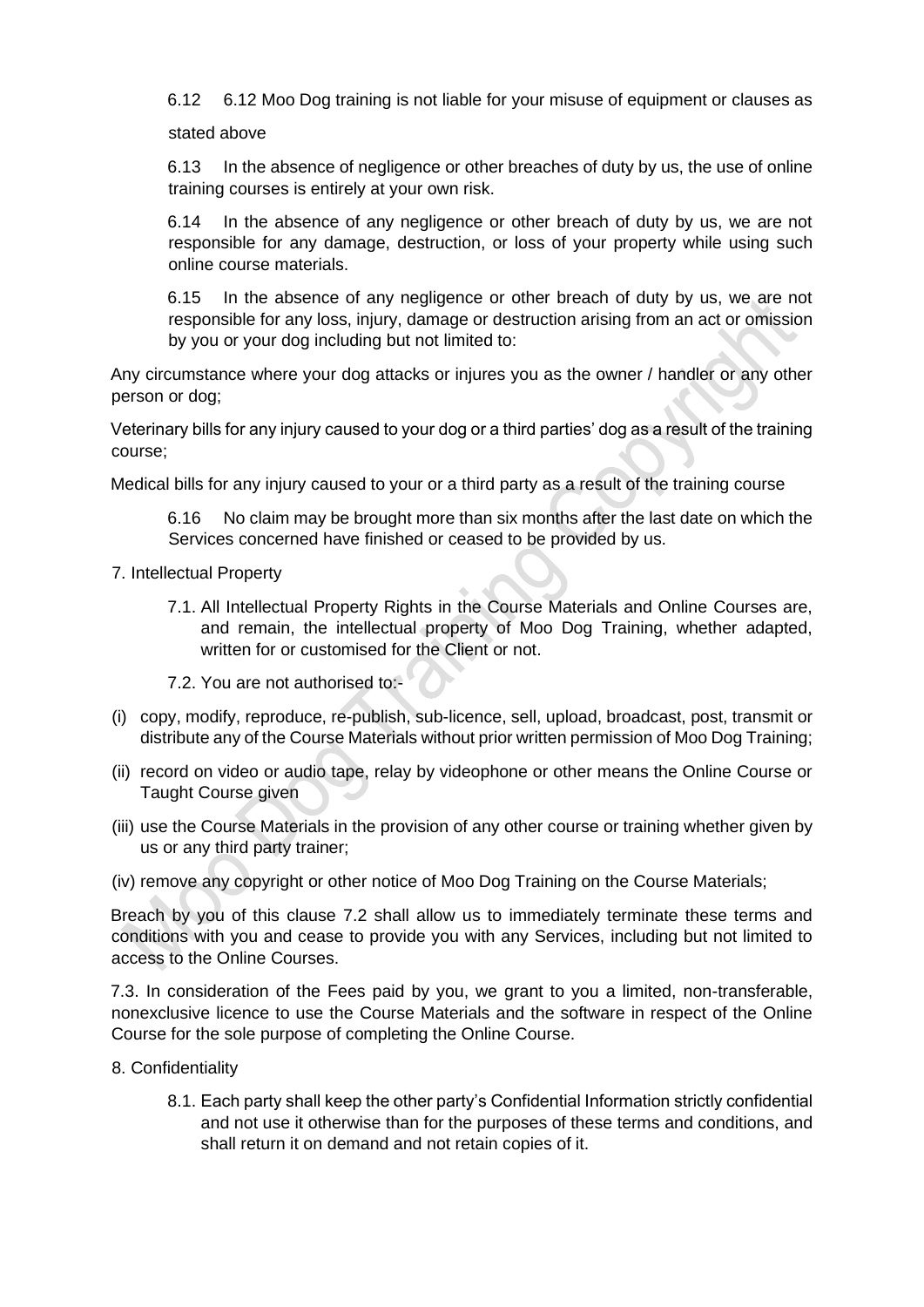6.12 6.12 Moo Dog training is not liable for your misuse of equipment or clauses as stated above

6.13 In the absence of negligence or other breaches of duty by us, the use of online training courses is entirely at your own risk.

6.14 In the absence of any negligence or other breach of duty by us, we are not responsible for any damage, destruction, or loss of your property while using such online course materials.

6.15 In the absence of any negligence or other breach of duty by us, we are not responsible for any loss, injury, damage or destruction arising from an act or omission by you or your dog including but not limited to:

Any circumstance where your dog attacks or injures you as the owner / handler or any other person or dog;

Veterinary bills for any injury caused to your dog or a third parties' dog as a result of the training course;

Medical bills for any injury caused to your or a third party as a result of the training course

6.16 No claim may be brought more than six months after the last date on which the Services concerned have finished or ceased to be provided by us.

7. Intellectual Property

7.1. All Intellectual Property Rights in the Course Materials and Online Courses are, and remain, the intellectual property of Moo Dog Training, whether adapted, written for or customised for the Client or not.

7.2. You are not authorised to:-

(i) copy, modify, reproduce, re-publish, sub-licence, sell, upload, broadcast, post, transmit or distribute any of the Course Materials without prior written permission of Moo Dog Training;

(ii) record on video or audio tape, relay by videophone or other means the Online Course or Taught Course given

(iii) use the Course Materials in the provision of any other course or training whether given by us or any third party trainer;

(iv) remove any copyright or other notice of Moo Dog Training on the Course Materials;

Breach by you of this clause 7.2 shall allow us to immediately terminate these terms and conditions with you and cease to provide you with any Services, including but not limited to access to the Online Courses.

7.3. In consideration of the Fees paid by you, we grant to you a limited, non-transferable, nonexclusive licence to use the Course Materials and the software in respect of the Online Course for the sole purpose of completing the Online Course.

8. Confidentiality

8.1. Each party shall keep the other party's Confidential Information strictly confidential and not use it otherwise than for the purposes of these terms and conditions, and shall return it on demand and not retain copies of it.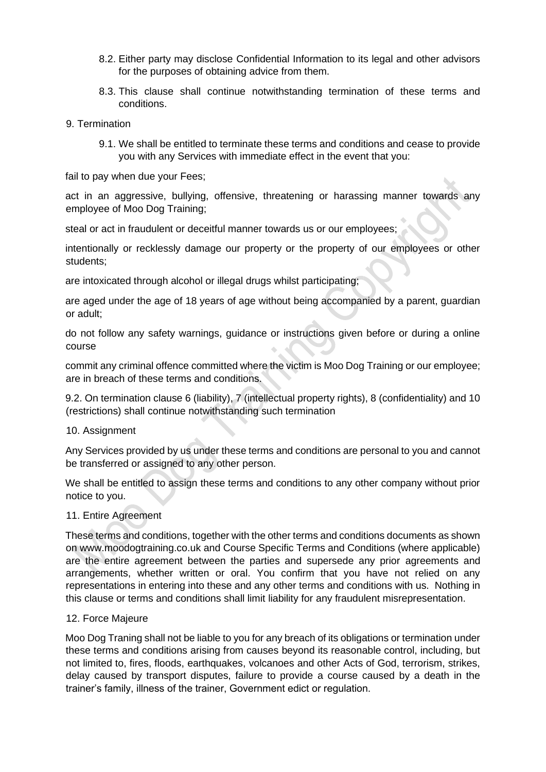8.2. Either party may disclose Confidential Information to its legal and other advisors for the purposes of obtaining advice from them.

8.3. This clause shall continue notwithstanding termination of these terms and conditions.

9. Termination

9.1. We shall be entitled to terminate these terms and conditions and cease to provide you with any Services with immediate effect in the event that you:

fail to pay when due your Fees;

act in an aggressive, bullying, offensive, threatening or harassing manner towards any employee of Moo Dog Training;

steal or act in fraudulent or deceitful manner towards us or our employees;

intentionally or recklessly damage our property or the property of our employees or other students;

are intoxicated through alcohol or illegal drugs whilst participating;

are aged under the age of 18 years of age without being accompanied by a parent, guardian or adult;

do not follow any safety warnings, guidance or instructions given before or during a online course

commit any criminal offence committed where the victim is Moo Dog Training or our employee; are in breach of these terms and conditions.

9.2. On termination clause 6 (liability), 7 (intellectual property rights), 8 (confidentiality) and 10 (restrictions) shall continue notwithstanding such termination

10. Assignment

Any Services provided by us under these terms and conditions are personal to you and cannot be transferred or assigned to any other person.

We shall be entitled to assign these terms and conditions to any other company without prior notice to you.

11. Entire Agreement

These terms and conditions, together with the other terms and conditions documents as shown on www.moodogtraining.co.uk and Course Specific Terms and Conditions (where applicable) are the entire agreement between the parties and supersede any prior agreements and arrangements, whether written or oral. You confirm that you have not relied on any representations in entering into these and any other terms and conditions with us. Nothing in this clause or terms and conditions shall limit liability for any fraudulent misrepresentation.

12. Force Majeure

Moo Dog Traning shall not be liable to you for any breach of its obligations or termination under these terms and conditions arising from causes beyond its reasonable control, including, but not limited to, fires, floods, earthquakes, volcanoes and other Acts of God, terrorism, strikes, delay caused by transport disputes, failure to provide a course caused by a death in the trainer's family, illness of the trainer, Government edict or regulation.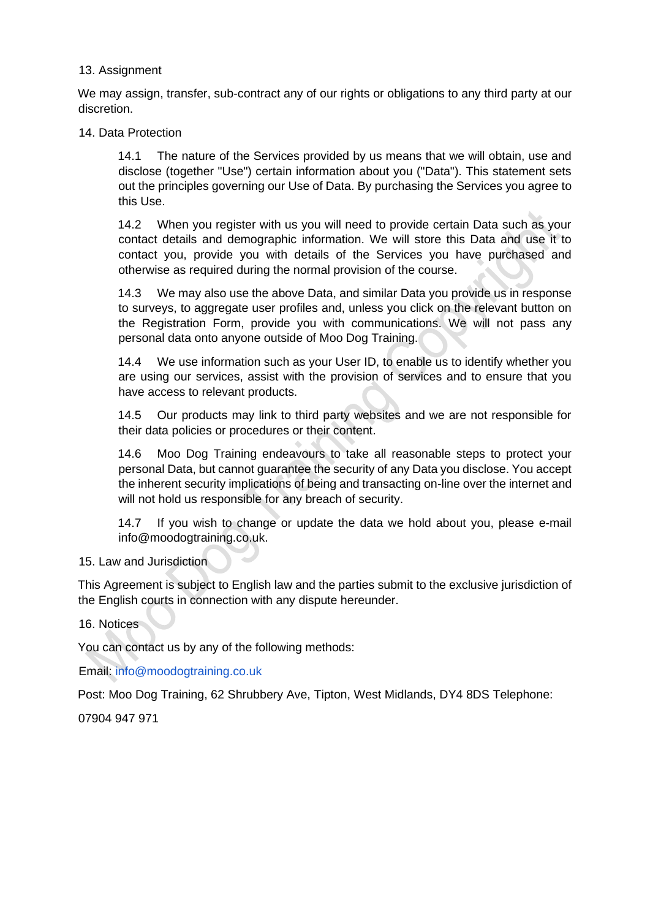13. Assignment

We may assign, transfer, sub-contract any of our rights or obligations to any third party at our discretion.

14. Data Protection

14.1 The nature of the Services provided by us means that we will obtain, use and disclose (together "Use") certain information about you ("Data"). This statement sets out the principles governing our Use of Data. By purchasing the Services you agree to this Use.

14.2 When you register with us you will need to provide certain Data such as your contact details and demographic information. We will store this Data and use it to contact you, provide you with details of the Services you have purchased and otherwise as required during the normal provision of the course.

14.3 We may also use the above Data, and similar Data you provide us in response to surveys, to aggregate user profiles and, unless you click on the relevant button on the Registration Form, provide you with communications. We will not pass any personal data onto anyone outside of Moo Dog Training.

14.4 We use information such as your User ID, to enable us to identify whether you are using our services, assist with the provision of services and to ensure that you have access to relevant products.

14.5 Our products may link to third party websites and we are not responsible for their data policies or procedures or their content.

14.6 Moo Dog Training endeavours to take all reasonable steps to protect your personal Data, but cannot guarantee the security of any Data you disclose. You accept the inherent security implications of being and transacting on-line over the internet and will not hold us responsible for any breach of security.

14.7 If you wish to change or update the data we hold about you, please e-mail info@moodogtraining.co.uk.

15. Law and Jurisdiction

This Agreement is subject to English law and the parties submit to the exclusive jurisdiction of the English courts in connection with any dispute hereunder.

16. Notices

You can contact us by any of the following methods:

Email: info@moodogtraining.co.uk

Post: Moo Dog Training, 62 Shrubbery Ave, Tipton, West Midlands, DY4 8DS Telephone:

07904 947 971